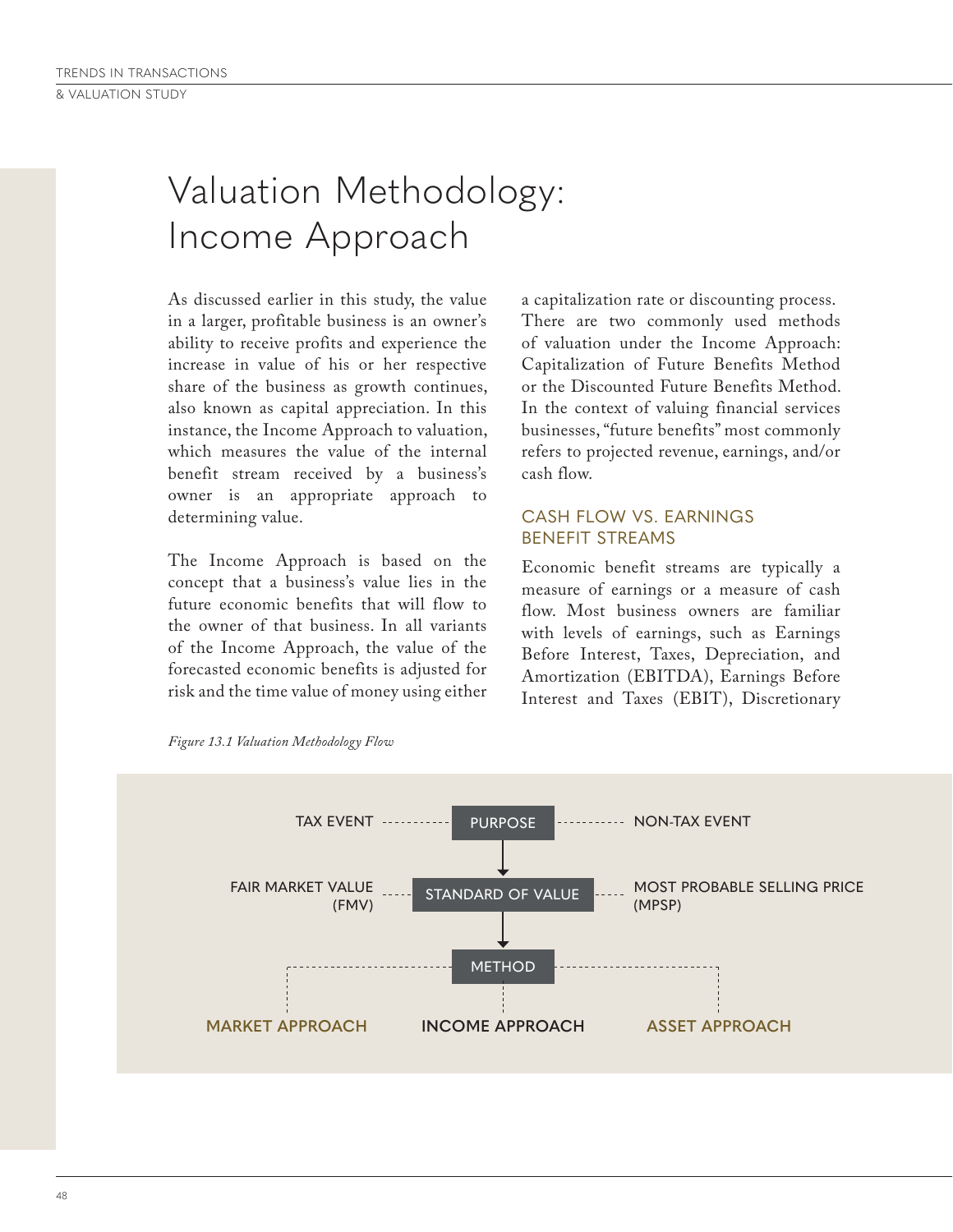# Valuation Methodology: Income Approach

As discussed earlier in this study, the value in a larger, profitable business is an owner's ability to receive profits and experience the increase in value of his or her respective share of the business as growth continues, also known as capital appreciation. In this instance, the Income Approach to valuation, which measures the value of the internal benefit stream received by a business's owner is an appropriate approach to determining value.

The Income Approach is based on the concept that a business's value lies in the future economic benefits that will flow to the owner of that business. In all variants of the Income Approach, the value of the forecasted economic benefits is adjusted for risk and the time value of money using either a capitalization rate or discounting process. There are two commonly used methods of valuation under the Income Approach: Capitalization of Future Benefits Method or the Discounted Future Benefits Method. In the context of valuing financial services businesses, "future benefits" most commonly refers to projected revenue, earnings, and/or cash flow.

## CASH FLOW VS. EARNINGS BENEFIT STREAMS

Economic benefit streams are typically a measure of earnings or a measure of cash flow. Most business owners are familiar with levels of earnings, such as Earnings Before Interest, Taxes, Depreciation, and Amortization (EBITDA), Earnings Before Interest and Taxes (EBIT), Discretionary

*Figure 13.1 Valuation Methodology Flow*

TAX EVENT — PURPOSE — NON-TAX EVENT

FAIR MARKET VALUE (FMV) — STANDARD OF VALUE — MOST PROBABLE SELLING PRICE (MPSP)

METHOD

MARKET APPROACH — INCOME APPROACH — ASSET APPROACH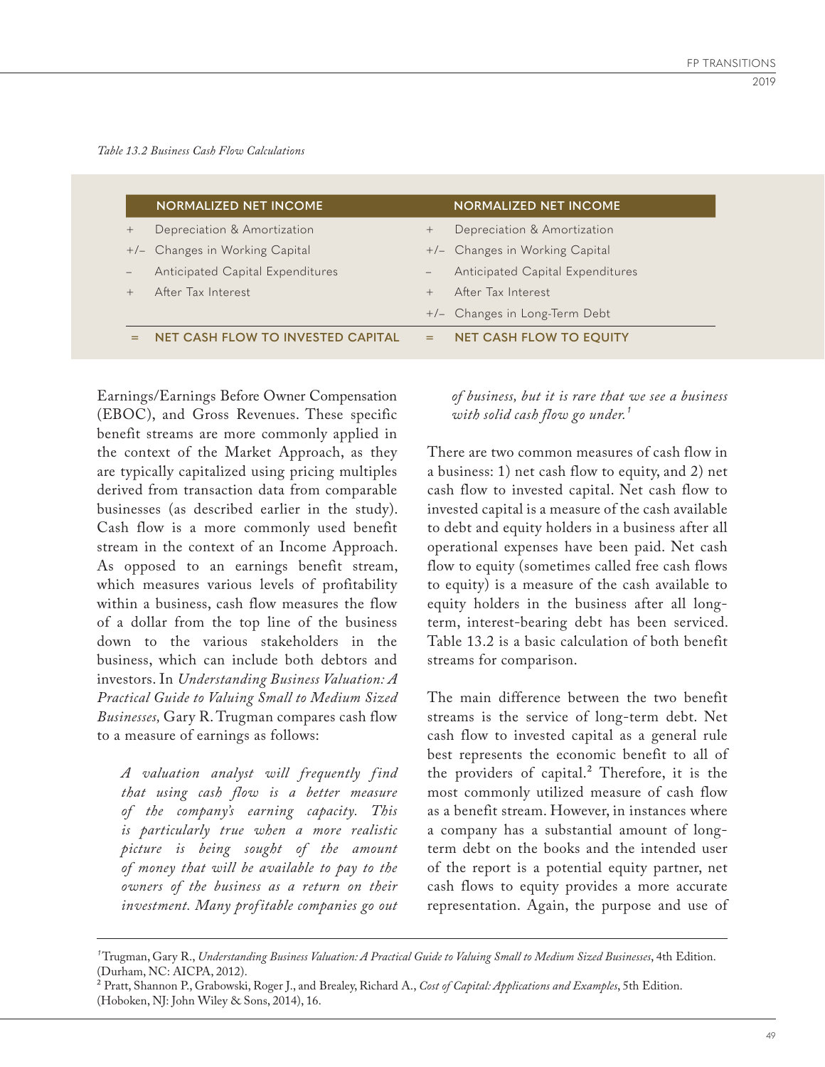*Table 13.2 Business Cash Flow Calculations*

| | NORMALIZED NET INCOME | | NORMALIZED NET INCOME |
|---|---|---|---|
| + | Depreciation & Amortization | + | Depreciation & Amortization |
| +/– | Changes in Working Capital | +/– | Changes in Working Capital |
| – | Anticipated Capital Expenditures | – | Anticipated Capital Expenditures |
| + | After Tax Interest | + | After Tax Interest |
| | | +/– | Changes in Long-Term Debt |
| = | **NET CASH FLOW TO INVESTED CAPITAL** | = | **NET CASH FLOW TO EQUITY** |

Earnings/Earnings Before Owner Compensation (EBOC), and Gross Revenues. These specific benefit streams are more commonly applied in the context of the Market Approach, as they are typically capitalized using pricing multiples derived from transaction data from comparable businesses (as described earlier in the study). Cash flow is a more commonly used benefit stream in the context of an Income Approach. As opposed to an earnings benefit stream, which measures various levels of profitability within a business, cash flow measures the flow of a dollar from the top line of the business down to the various stakeholders in the business, which can include both debtors and investors. In *Understanding Business Valuation: A Practical Guide to Valuing Small to Medium Sized Businesses,* Gary R. Trugman compares cash flow to a measure of earnings as follows:

> *A valuation analyst will frequently find that using cash flow is a better measure of the company's earning capacity. This is particularly true when a more realistic picture is being sought of the amount of money that will be available to pay to the owners of the business as a return on their investment. Many profitable companies go out of business, but it is rare that we see a business with solid cash flow go under.*[1]

There are two common measures of cash flow in a business: 1) net cash flow to equity, and 2) net cash flow to invested capital. Net cash flow to invested capital is a measure of the cash available to debt and equity holders in a business after all operational expenses have been paid. Net cash flow to equity (sometimes called free cash flows to equity) is a measure of the cash available to equity holders in the business after all long-term, interest-bearing debt has been serviced. Table 13.2 is a basic calculation of both benefit streams for comparison.

The main difference between the two benefit streams is the service of long-term debt. Net cash flow to invested capital as a general rule best represents the economic benefit to all of the providers of capital.[2] Therefore, it is the most commonly utilized measure of cash flow as a benefit stream. However, in instances where a company has a substantial amount of long-term debt on the books and the intended user of the report is a potential equity partner, net cash flows to equity provides a more accurate representation. Again, the purpose and use of

---

[1] Trugman, Gary R., *Understanding Business Valuation: A Practical Guide to Valuing Small to Medium Sized Businesses*, 4th Edition. (Durham, NC: AICPA, 2012).

[2] Pratt, Shannon P., Grabowski, Roger J., and Brealey, Richard A., *Cost of Capital: Applications and Examples*, 5th Edition. (Hoboken, NJ: John Wiley & Sons, 2014), 16.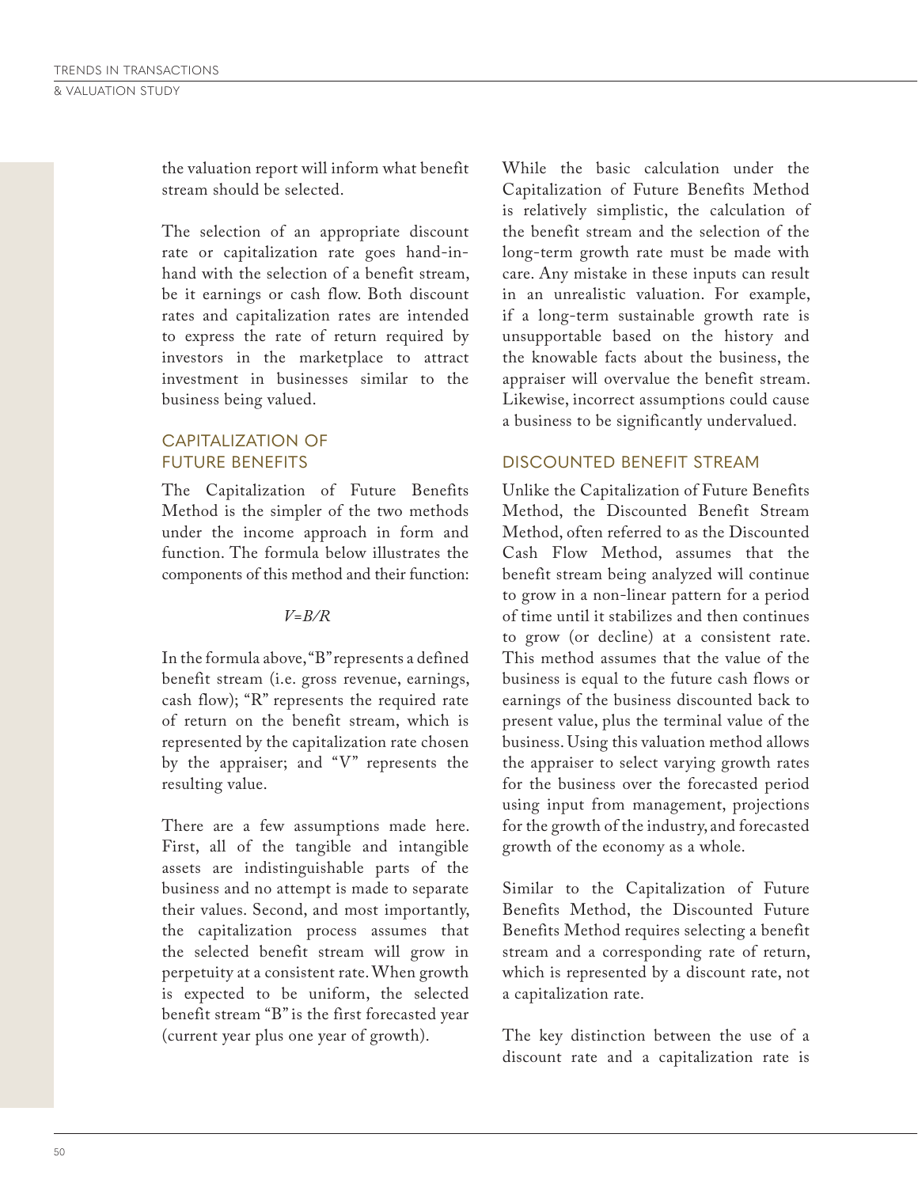the valuation report will inform what benefit stream should be selected.

The selection of an appropriate discount rate or capitalization rate goes hand-in-hand with the selection of a benefit stream, be it earnings or cash flow. Both discount rates and capitalization rates are intended to express the rate of return required by investors in the marketplace to attract investment in businesses similar to the business being valued.

## CAPITALIZATION OF FUTURE BENEFITS

The Capitalization of Future Benefits Method is the simpler of the two methods under the income approach in form and function. The formula below illustrates the components of this method and their function:

$$V=B/R$$

In the formula above, "B" represents a defined benefit stream (i.e. gross revenue, earnings, cash flow); "R" represents the required rate of return on the benefit stream, which is represented by the capitalization rate chosen by the appraiser; and "V" represents the resulting value.

There are a few assumptions made here. First, all of the tangible and intangible assets are indistinguishable parts of the business and no attempt is made to separate their values. Second, and most importantly, the capitalization process assumes that the selected benefit stream will grow in perpetuity at a consistent rate. When growth is expected to be uniform, the selected benefit stream "B" is the first forecasted year (current year plus one year of growth).

While the basic calculation under the Capitalization of Future Benefits Method is relatively simplistic, the calculation of the benefit stream and the selection of the long-term growth rate must be made with care. Any mistake in these inputs can result in an unrealistic valuation. For example, if a long-term sustainable growth rate is unsupportable based on the history and the knowable facts about the business, the appraiser will overvalue the benefit stream. Likewise, incorrect assumptions could cause a business to be significantly undervalued.

## DISCOUNTED BENEFIT STREAM

Unlike the Capitalization of Future Benefits Method, the Discounted Benefit Stream Method, often referred to as the Discounted Cash Flow Method, assumes that the benefit stream being analyzed will continue to grow in a non-linear pattern for a period of time until it stabilizes and then continues to grow (or decline) at a consistent rate. This method assumes that the value of the business is equal to the future cash flows or earnings of the business discounted back to present value, plus the terminal value of the business. Using this valuation method allows the appraiser to select varying growth rates for the business over the forecasted period using input from management, projections for the growth of the industry, and forecasted growth of the economy as a whole.

Similar to the Capitalization of Future Benefits Method, the Discounted Future Benefits Method requires selecting a benefit stream and a corresponding rate of return, which is represented by a discount rate, not a capitalization rate.

The key distinction between the use of a discount rate and a capitalization rate is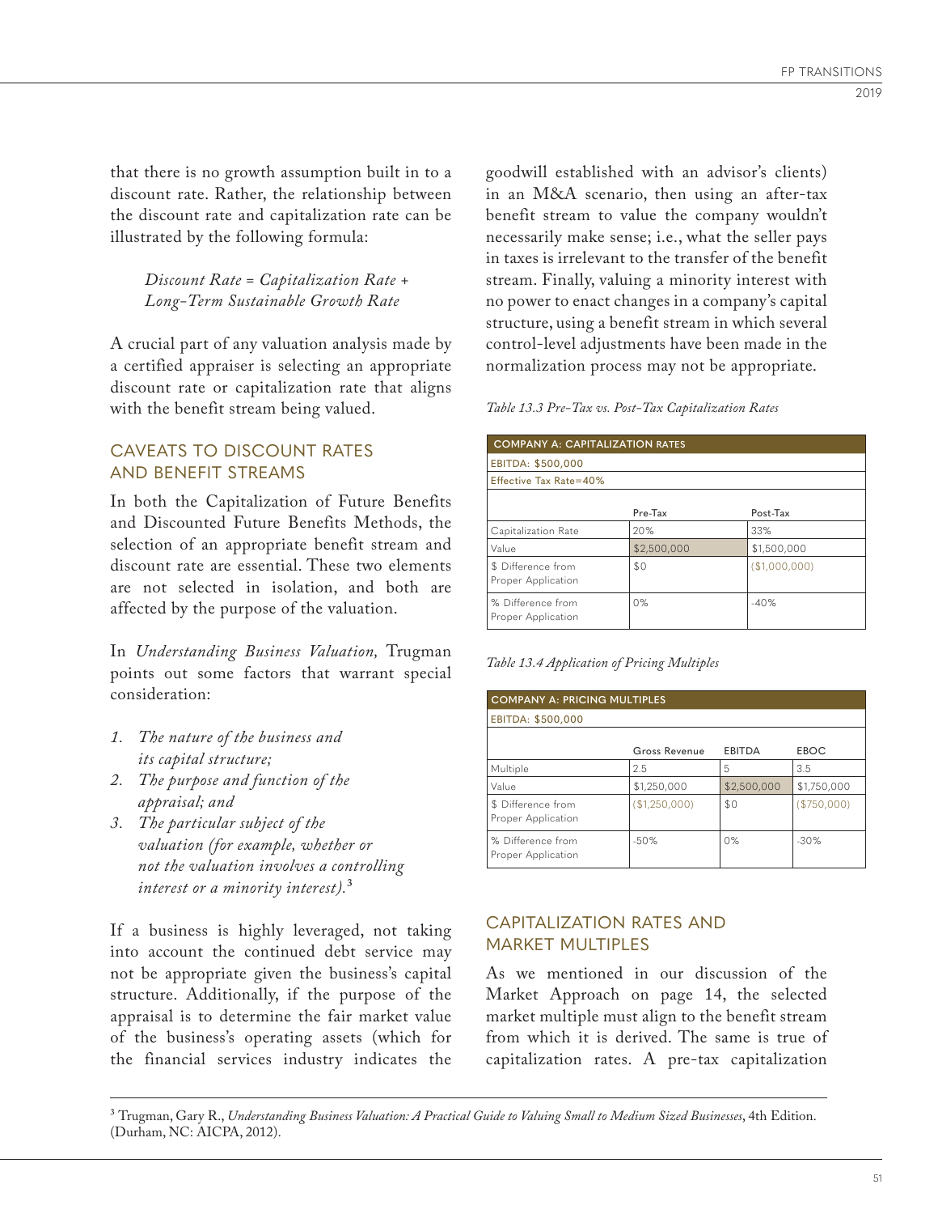that there is no growth assumption built in to a discount rate. Rather, the relationship between the discount rate and capitalization rate can be illustrated by the following formula:

*Discount Rate = Capitalization Rate + Long-Term Sustainable Growth Rate*

A crucial part of any valuation analysis made by a certified appraiser is selecting an appropriate discount rate or capitalization rate that aligns with the benefit stream being valued.

## CAVEATS TO DISCOUNT RATES AND BENEFIT STREAMS

In both the Capitalization of Future Benefits and Discounted Future Benefits Methods, the selection of an appropriate benefit stream and discount rate are essential. These two elements are not selected in isolation, and both are affected by the purpose of the valuation.

In *Understanding Business Valuation,* Trugman points out some factors that warrant special consideration:

1. *The nature of the business and its capital structure;*
2. *The purpose and function of the appraisal; and*
3. *The particular subject of the valuation (for example, whether or not the valuation involves a controlling interest or a minority interest).*[3]

If a business is highly leveraged, not taking into account the continued debt service may not be appropriate given the business's capital structure. Additionally, if the purpose of the appraisal is to determine the fair market value of the business's operating assets (which for the financial services industry indicates the goodwill established with an advisor's clients) in an M&A scenario, then using an after-tax benefit stream to value the company wouldn't necessarily make sense; i.e., what the seller pays in taxes is irrelevant to the transfer of the benefit stream. Finally, valuing a minority interest with no power to enact changes in a company's capital structure, using a benefit stream in which several control-level adjustments have been made in the normalization process may not be appropriate.

*Table 13.3 Pre-Tax vs. Post-Tax Capitalization Rates*

| COMPANY A: CAPITALIZATION RATES | | |
|---|---|---|
| EBITDA: $500,000 | | |
| Effective Tax Rate=40% | | |
| | Pre-Tax | Post-Tax |
| Capitalization Rate | 20% | 33% |
| Value | $2,500,000 | $1,500,000 |
| $ Difference from Proper Application | $0 | ($1,000,000) |
| % Difference from Proper Application | 0% | -40% |

*Table 13.4 Application of Pricing Multiples*

| COMPANY A: PRICING MULTIPLES | | | |
|---|---|---|---|
| EBITDA: $500,000 | | | |
| | Gross Revenue | EBITDA | EBOC |
| Multiple | 2.5 | 5 | 3.5 |
| Value | $1,250,000 | $2,500,000 | $1,750,000 |
| $ Difference from Proper Application | ($1,250,000) | $0 | ($750,000) |
| % Difference from Proper Application | -50% | 0% | -30% |

## CAPITALIZATION RATES AND MARKET MULTIPLES

As we mentioned in our discussion of the Market Approach on page 14, the selected market multiple must align to the benefit stream from which it is derived. The same is true of capitalization rates. A pre-tax capitalization

[3] Trugman, Gary R., *Understanding Business Valuation: A Practical Guide to Valuing Small to Medium Sized Businesses*, 4th Edition. (Durham, NC: AICPA, 2012).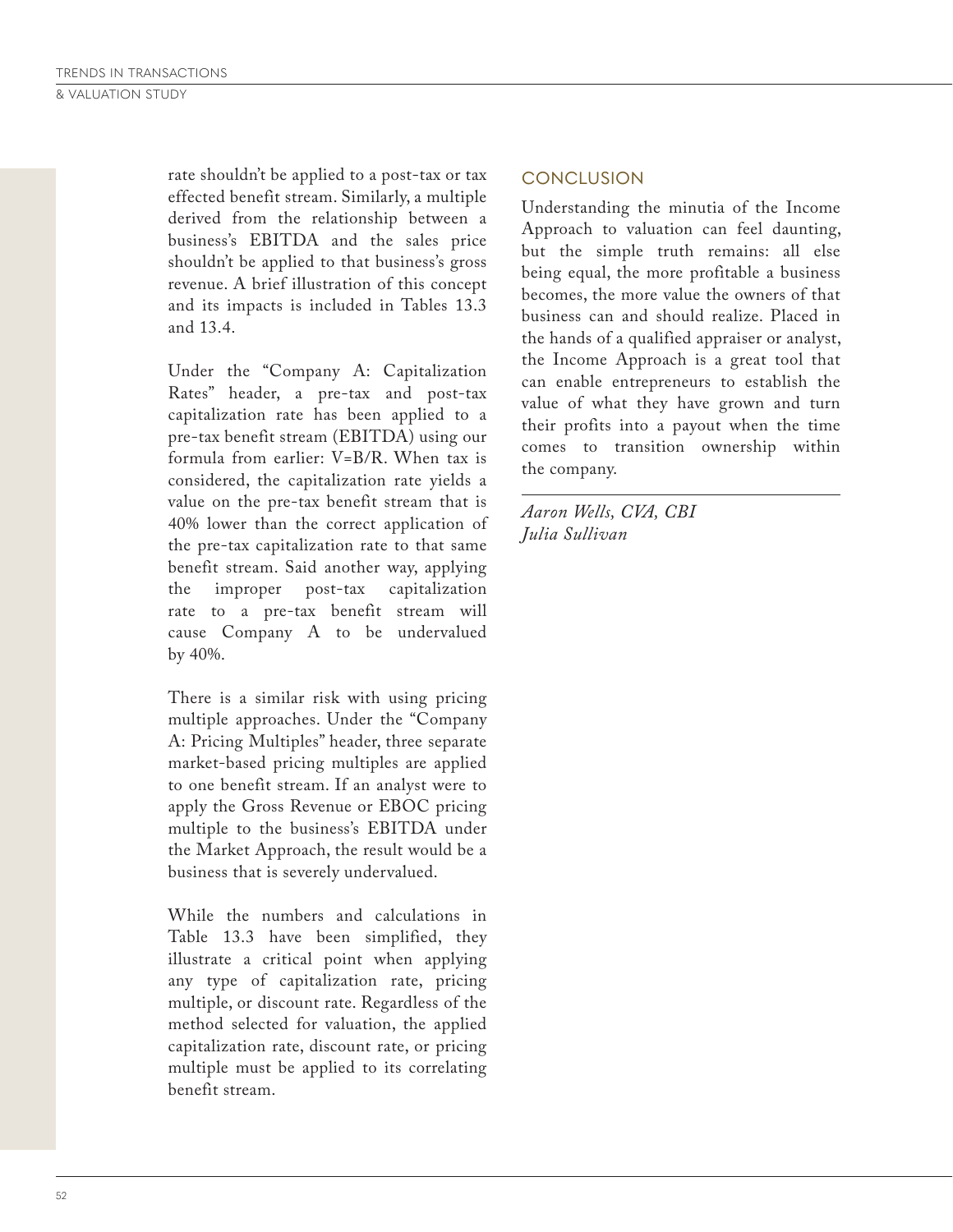rate shouldn't be applied to a post-tax or tax effected benefit stream. Similarly, a multiple derived from the relationship between a business's EBITDA and the sales price shouldn't be applied to that business's gross revenue. A brief illustration of this concept and its impacts is included in Tables 13.3 and 13.4.

Under the "Company A: Capitalization Rates" header, a pre-tax and post-tax capitalization rate has been applied to a pre-tax benefit stream (EBITDA) using our formula from earlier: V=B/R. When tax is considered, the capitalization rate yields a value on the pre-tax benefit stream that is 40% lower than the correct application of the pre-tax capitalization rate to that same benefit stream. Said another way, applying the improper post-tax capitalization rate to a pre-tax benefit stream will cause Company A to be undervalued by 40%.

There is a similar risk with using pricing multiple approaches. Under the "Company A: Pricing Multiples" header, three separate market-based pricing multiples are applied to one benefit stream. If an analyst were to apply the Gross Revenue or EBOC pricing multiple to the business's EBITDA under the Market Approach, the result would be a business that is severely undervalued.

While the numbers and calculations in Table 13.3 have been simplified, they illustrate a critical point when applying any type of capitalization rate, pricing multiple, or discount rate. Regardless of the method selected for valuation, the applied capitalization rate, discount rate, or pricing multiple must be applied to its correlating benefit stream.

## CONCLUSION

Understanding the minutia of the Income Approach to valuation can feel daunting, but the simple truth remains: all else being equal, the more profitable a business becomes, the more value the owners of that business can and should realize. Placed in the hands of a qualified appraiser or analyst, the Income Approach is a great tool that can enable entrepreneurs to establish the value of what they have grown and turn their profits into a payout when the time comes to transition ownership within the company.

---

*Aaron Wells, CVA, CBI*
*Julia Sullivan*